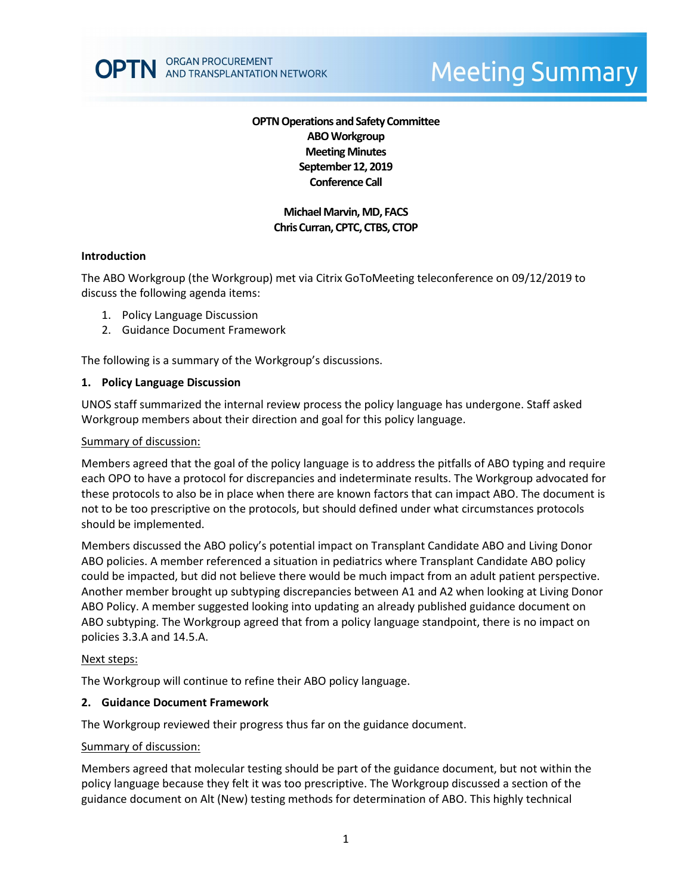**OPTN Operations and Safety Committee**
**ABO Workgroup**
**Meeting Minutes**
**September 12, 2019**
**Conference Call**

**Michael Marvin, MD, FACS**
**Chris Curran, CPTC, CTBS, CTOP**

## Introduction

The ABO Workgroup (the Workgroup) met via Citrix GoToMeeting teleconference on 09/12/2019 to discuss the following agenda items:

1. Policy Language Discussion
2. Guidance Document Framework

The following is a summary of the Workgroup's discussions.

### 1. Policy Language Discussion

UNOS staff summarized the internal review process the policy language has undergone. Staff asked Workgroup members about their direction and goal for this policy language.

Summary of discussion:

Members agreed that the goal of the policy language is to address the pitfalls of ABO typing and require each OPO to have a protocol for discrepancies and indeterminate results. The Workgroup advocated for these protocols to also be in place when there are known factors that can impact ABO. The document is not to be too prescriptive on the protocols, but should defined under what circumstances protocols should be implemented.

Members discussed the ABO policy's potential impact on Transplant Candidate ABO and Living Donor ABO policies. A member referenced a situation in pediatrics where Transplant Candidate ABO policy could be impacted, but did not believe there would be much impact from an adult patient perspective. Another member brought up subtyping discrepancies between A1 and A2 when looking at Living Donor ABO Policy. A member suggested looking into updating an already published guidance document on ABO subtyping. The Workgroup agreed that from a policy language standpoint, there is no impact on policies 3.3.A and 14.5.A.

Next steps:

The Workgroup will continue to refine their ABO policy language.

### 2. Guidance Document Framework

The Workgroup reviewed their progress thus far on the guidance document.

Summary of discussion:

Members agreed that molecular testing should be part of the guidance document, but not within the policy language because they felt it was too prescriptive. The Workgroup discussed a section of the guidance document on Alt (New) testing methods for determination of ABO. This highly technical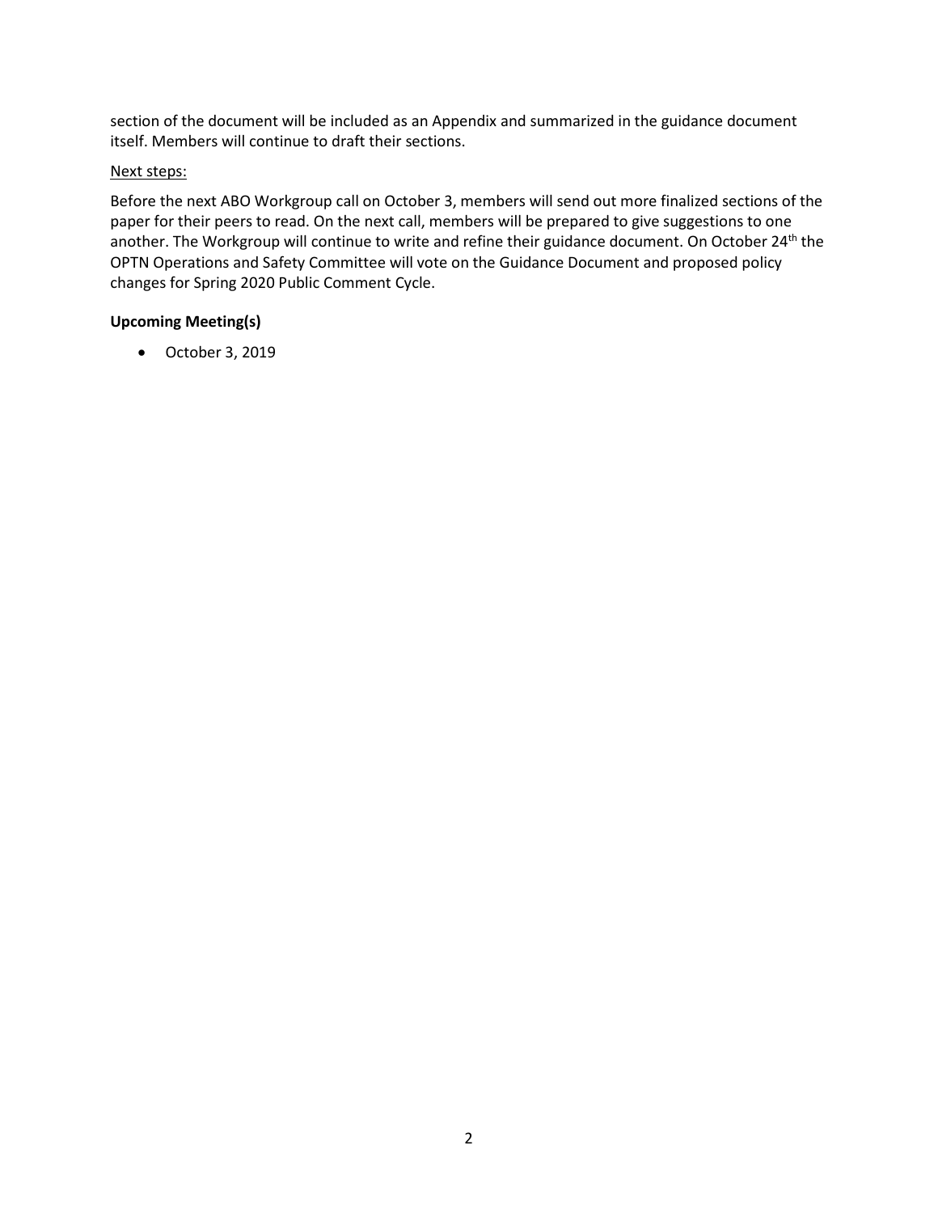section of the document will be included as an Appendix and summarized in the guidance document itself. Members will continue to draft their sections.

Next steps:

Before the next ABO Workgroup call on October 3, members will send out more finalized sections of the paper for their peers to read. On the next call, members will be prepared to give suggestions to one another. The Workgroup will continue to write and refine their guidance document. On October 24th the OPTN Operations and Safety Committee will vote on the Guidance Document and proposed policy changes for Spring 2020 Public Comment Cycle.

**Upcoming Meeting(s)**

- October 3, 2019